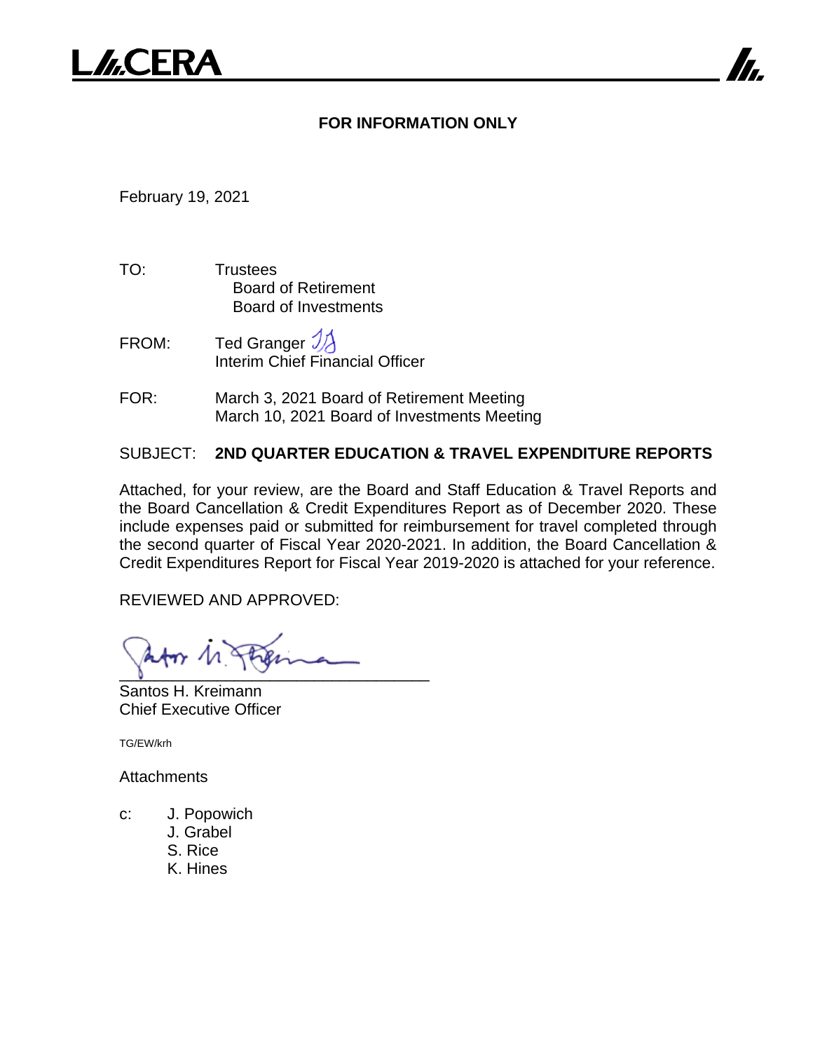L///.CERA

**FOR INFORMATION ONLY**

February 19, 2021

TO: Trustees
Board of Retirement
Board of Investments

FROM: Ted Granger
Interim Chief Financial Officer

FOR: March 3, 2021 Board of Retirement Meeting
March 10, 2021 Board of Investments Meeting

SUBJECT: **2ND QUARTER EDUCATION & TRAVEL EXPENDITURE REPORTS**

Attached, for your review, are the Board and Staff Education & Travel Reports and the Board Cancellation & Credit Expenditures Report as of December 2020. These include expenses paid or submitted for reimbursement for travel completed through the second quarter of Fiscal Year 2020-2021. In addition, the Board Cancellation & Credit Expenditures Report for Fiscal Year 2019-2020 is attached for your reference.

REVIEWED AND APPROVED:

Santos H. Kreimann
Chief Executive Officer

TG/EW/krh

Attachments

c: J. Popowich
J. Grabel
S. Rice
K. Hines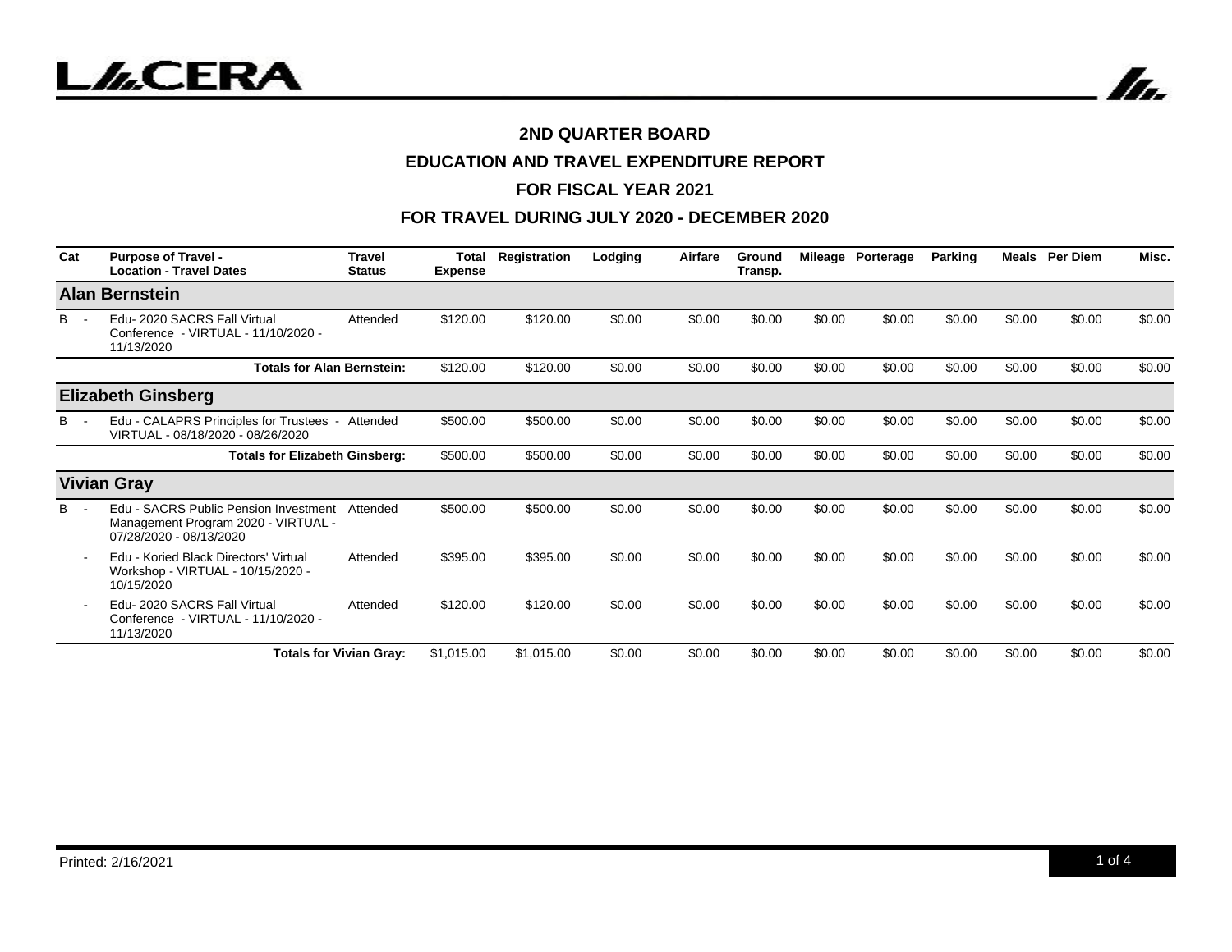## 2ND QUARTER BOARD

## EDUCATION AND TRAVEL EXPENDITURE REPORT

## FOR FISCAL YEAR 2021

## FOR TRAVEL DURING JULY 2020 - DECEMBER 2020

| Cat | Purpose of Travel - Location - Travel Dates | Travel Status | Total Expense | Registration | Lodging | Airfare | Ground Transp. | Mileage | Porterage | Parking | Meals | Per Diem | Misc. |
|---|---|---|---|---|---|---|---|---|---|---|---|---|---|
| **Alan Bernstein** | | | | | | | | | | | | | |
| B - | Edu- 2020 SACRS Fall Virtual Conference - VIRTUAL - 11/10/2020 - 11/13/2020 | Attended | $120.00 | $120.00 | $0.00 | $0.00 | $0.00 | $0.00 | $0.00 | $0.00 | $0.00 | $0.00 | $0.00 |
| | **Totals for Alan Bernstein:** | | $120.00 | $120.00 | $0.00 | $0.00 | $0.00 | $0.00 | $0.00 | $0.00 | $0.00 | $0.00 | $0.00 |
| **Elizabeth Ginsberg** | | | | | | | | | | | | | |
| B - | Edu - CALAPRS Principles for Trustees - VIRTUAL - 08/18/2020 - 08/26/2020 | Attended | $500.00 | $500.00 | $0.00 | $0.00 | $0.00 | $0.00 | $0.00 | $0.00 | $0.00 | $0.00 | $0.00 |
| | **Totals for Elizabeth Ginsberg:** | | $500.00 | $500.00 | $0.00 | $0.00 | $0.00 | $0.00 | $0.00 | $0.00 | $0.00 | $0.00 | $0.00 |
| **Vivian Gray** | | | | | | | | | | | | | |
| B - | Edu - SACRS Public Pension Investment Management Program 2020 - VIRTUAL - 07/28/2020 - 08/13/2020 | Attended | $500.00 | $500.00 | $0.00 | $0.00 | $0.00 | $0.00 | $0.00 | $0.00 | $0.00 | $0.00 | $0.00 |
| - | Edu - Koried Black Directors' Virtual Workshop - VIRTUAL - 10/15/2020 - 10/15/2020 | Attended | $395.00 | $395.00 | $0.00 | $0.00 | $0.00 | $0.00 | $0.00 | $0.00 | $0.00 | $0.00 | $0.00 |
| - | Edu- 2020 SACRS Fall Virtual Conference - VIRTUAL - 11/10/2020 - 11/13/2020 | Attended | $120.00 | $120.00 | $0.00 | $0.00 | $0.00 | $0.00 | $0.00 | $0.00 | $0.00 | $0.00 | $0.00 |
| | **Totals for Vivian Gray:** | | $1,015.00 | $1,015.00 | $0.00 | $0.00 | $0.00 | $0.00 | $0.00 | $0.00 | $0.00 | $0.00 | $0.00 |

Printed: 2/16/2021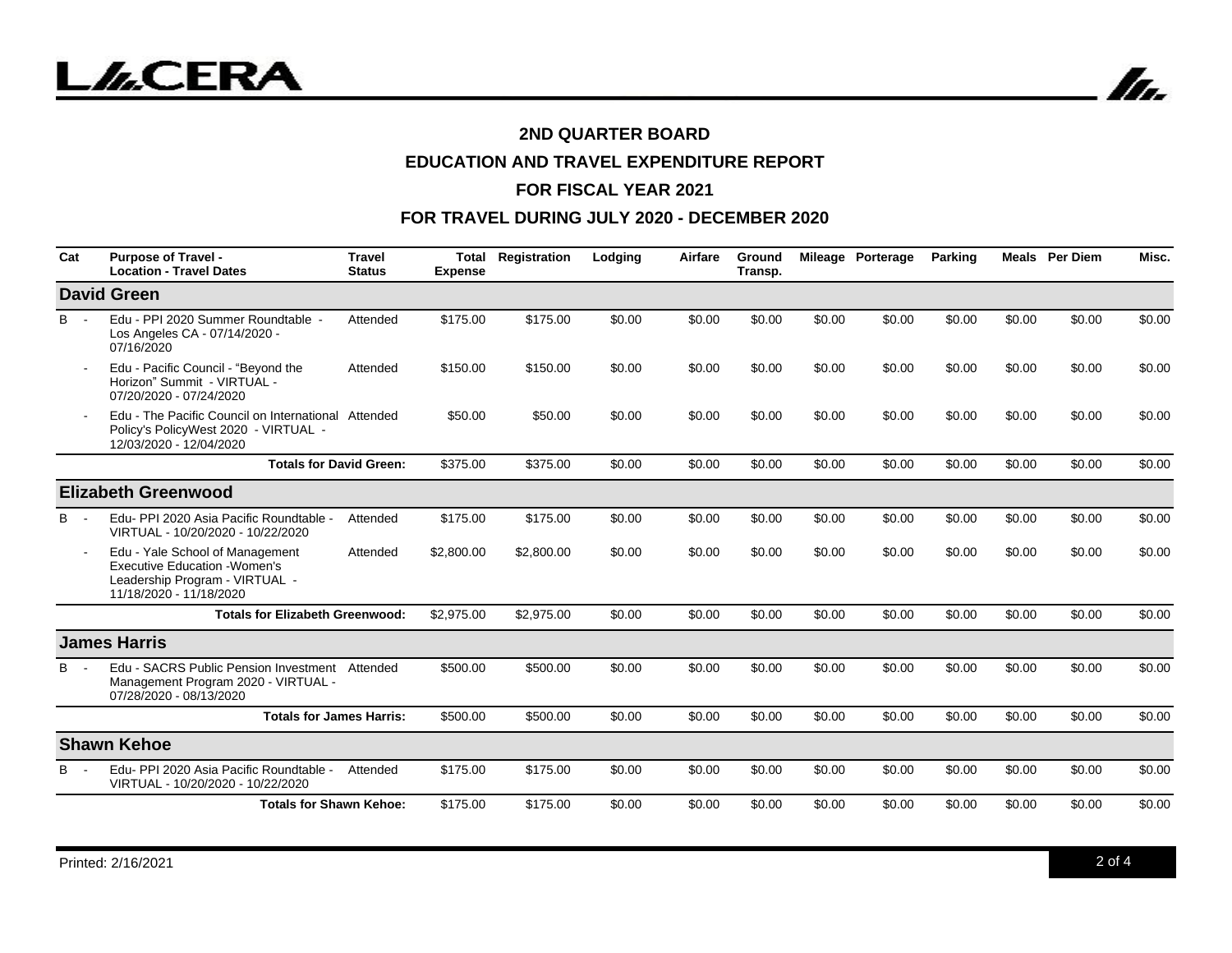## 2ND QUARTER BOARD

## EDUCATION AND TRAVEL EXPENDITURE REPORT

## FOR FISCAL YEAR 2021

## FOR TRAVEL DURING JULY 2020 - DECEMBER 2020

| Cat | Purpose of Travel - Location - Travel Dates | Travel Status | Total Expense | Registration | Lodging | Airfare | Ground Transp. | Mileage | Porterage | Parking | Meals | Per Diem | Misc. |
|---|---|---|---|---|---|---|---|---|---|---|---|---|---|
| **David Green** | | | | | | | | | | | | | |
| B - | Edu - PPI 2020 Summer Roundtable - Los Angeles CA - 07/14/2020 - 07/16/2020 | Attended | $175.00 | $175.00 | $0.00 | $0.00 | $0.00 | $0.00 | $0.00 | $0.00 | $0.00 | $0.00 | $0.00 |
| - | Edu - Pacific Council - "Beyond the Horizon" Summit - VIRTUAL - 07/20/2020 - 07/24/2020 | Attended | $150.00 | $150.00 | $0.00 | $0.00 | $0.00 | $0.00 | $0.00 | $0.00 | $0.00 | $0.00 | $0.00 |
| - | Edu - The Pacific Council on International Policy's PolicyWest 2020 - VIRTUAL - 12/03/2020 - 12/04/2020 | Attended | $50.00 | $50.00 | $0.00 | $0.00 | $0.00 | $0.00 | $0.00 | $0.00 | $0.00 | $0.00 | $0.00 |
| | **Totals for David Green:** | | $375.00 | $375.00 | $0.00 | $0.00 | $0.00 | $0.00 | $0.00 | $0.00 | $0.00 | $0.00 | $0.00 |
| **Elizabeth Greenwood** | | | | | | | | | | | | | |
| B - | Edu- PPI 2020 Asia Pacific Roundtable - VIRTUAL - 10/20/2020 - 10/22/2020 | Attended | $175.00 | $175.00 | $0.00 | $0.00 | $0.00 | $0.00 | $0.00 | $0.00 | $0.00 | $0.00 | $0.00 |
| - | Edu - Yale School of Management Executive Education -Women's Leadership Program - VIRTUAL - 11/18/2020 - 11/18/2020 | Attended | $2,800.00 | $2,800.00 | $0.00 | $0.00 | $0.00 | $0.00 | $0.00 | $0.00 | $0.00 | $0.00 | $0.00 |
| | **Totals for Elizabeth Greenwood:** | | $2,975.00 | $2,975.00 | $0.00 | $0.00 | $0.00 | $0.00 | $0.00 | $0.00 | $0.00 | $0.00 | $0.00 |
| **James Harris** | | | | | | | | | | | | | |
| B - | Edu - SACRS Public Pension Investment Management Program 2020 - VIRTUAL - 07/28/2020 - 08/13/2020 | Attended | $500.00 | $500.00 | $0.00 | $0.00 | $0.00 | $0.00 | $0.00 | $0.00 | $0.00 | $0.00 | $0.00 |
| | **Totals for James Harris:** | | $500.00 | $500.00 | $0.00 | $0.00 | $0.00 | $0.00 | $0.00 | $0.00 | $0.00 | $0.00 | $0.00 |
| **Shawn Kehoe** | | | | | | | | | | | | | |
| B - | Edu- PPI 2020 Asia Pacific Roundtable - VIRTUAL - 10/20/2020 - 10/22/2020 | Attended | $175.00 | $175.00 | $0.00 | $0.00 | $0.00 | $0.00 | $0.00 | $0.00 | $0.00 | $0.00 | $0.00 |
| | **Totals for Shawn Kehoe:** | | $175.00 | $175.00 | $0.00 | $0.00 | $0.00 | $0.00 | $0.00 | $0.00 | $0.00 | $0.00 | $0.00 |

Printed: 2/16/2021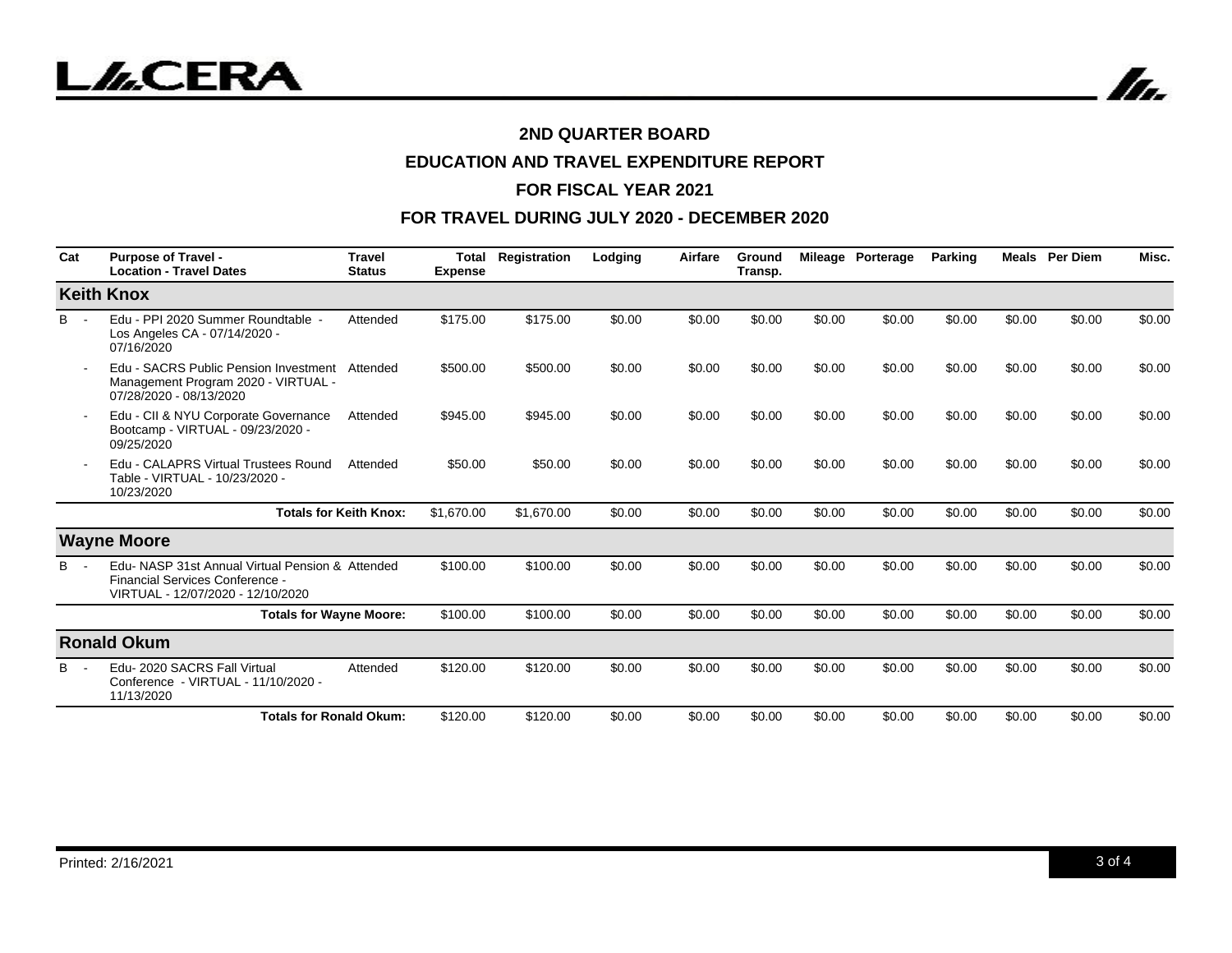## 2ND QUARTER BOARD

## EDUCATION AND TRAVEL EXPENDITURE REPORT

## FOR FISCAL YEAR 2021

## FOR TRAVEL DURING JULY 2020 - DECEMBER 2020

| Cat | Purpose of Travel - Location - Travel Dates | Travel Status | Total Expense | Registration | Lodging | Airfare | Ground Transp. | Mileage | Porterage | Parking | Meals | Per Diem | Misc. |
|---|---|---|---|---|---|---|---|---|---|---|---|---|---|
| **Keith Knox** | | | | | | | | | | | | | |
| B - | Edu - PPI 2020 Summer Roundtable - Los Angeles CA - 07/14/2020 - 07/16/2020 | Attended | $175.00 | $175.00 | $0.00 | $0.00 | $0.00 | $0.00 | $0.00 | $0.00 | $0.00 | $0.00 | $0.00 |
| - | Edu - SACRS Public Pension Investment Management Program 2020 - VIRTUAL - 07/28/2020 - 08/13/2020 | Attended | $500.00 | $500.00 | $0.00 | $0.00 | $0.00 | $0.00 | $0.00 | $0.00 | $0.00 | $0.00 | $0.00 |
| - | Edu - CII & NYU Corporate Governance Bootcamp - VIRTUAL - 09/23/2020 - 09/25/2020 | Attended | $945.00 | $945.00 | $0.00 | $0.00 | $0.00 | $0.00 | $0.00 | $0.00 | $0.00 | $0.00 | $0.00 |
| - | Edu - CALAPRS Virtual Trustees Round Table - VIRTUAL - 10/23/2020 - 10/23/2020 | Attended | $50.00 | $50.00 | $0.00 | $0.00 | $0.00 | $0.00 | $0.00 | $0.00 | $0.00 | $0.00 | $0.00 |
| | **Totals for Keith Knox:** | | $1,670.00 | $1,670.00 | $0.00 | $0.00 | $0.00 | $0.00 | $0.00 | $0.00 | $0.00 | $0.00 | $0.00 |
| **Wayne Moore** | | | | | | | | | | | | | |
| B - | Edu- NASP 31st Annual Virtual Pension & Financial Services Conference - VIRTUAL - 12/07/2020 - 12/10/2020 | Attended | $100.00 | $100.00 | $0.00 | $0.00 | $0.00 | $0.00 | $0.00 | $0.00 | $0.00 | $0.00 | $0.00 |
| | **Totals for Wayne Moore:** | | $100.00 | $100.00 | $0.00 | $0.00 | $0.00 | $0.00 | $0.00 | $0.00 | $0.00 | $0.00 | $0.00 |
| **Ronald Okum** | | | | | | | | | | | | | |
| B - | Edu- 2020 SACRS Fall Virtual Conference - VIRTUAL - 11/10/2020 - 11/13/2020 | Attended | $120.00 | $120.00 | $0.00 | $0.00 | $0.00 | $0.00 | $0.00 | $0.00 | $0.00 | $0.00 | $0.00 |
| | **Totals for Ronald Okum:** | | $120.00 | $120.00 | $0.00 | $0.00 | $0.00 | $0.00 | $0.00 | $0.00 | $0.00 | $0.00 | $0.00 |

Printed: 2/16/2021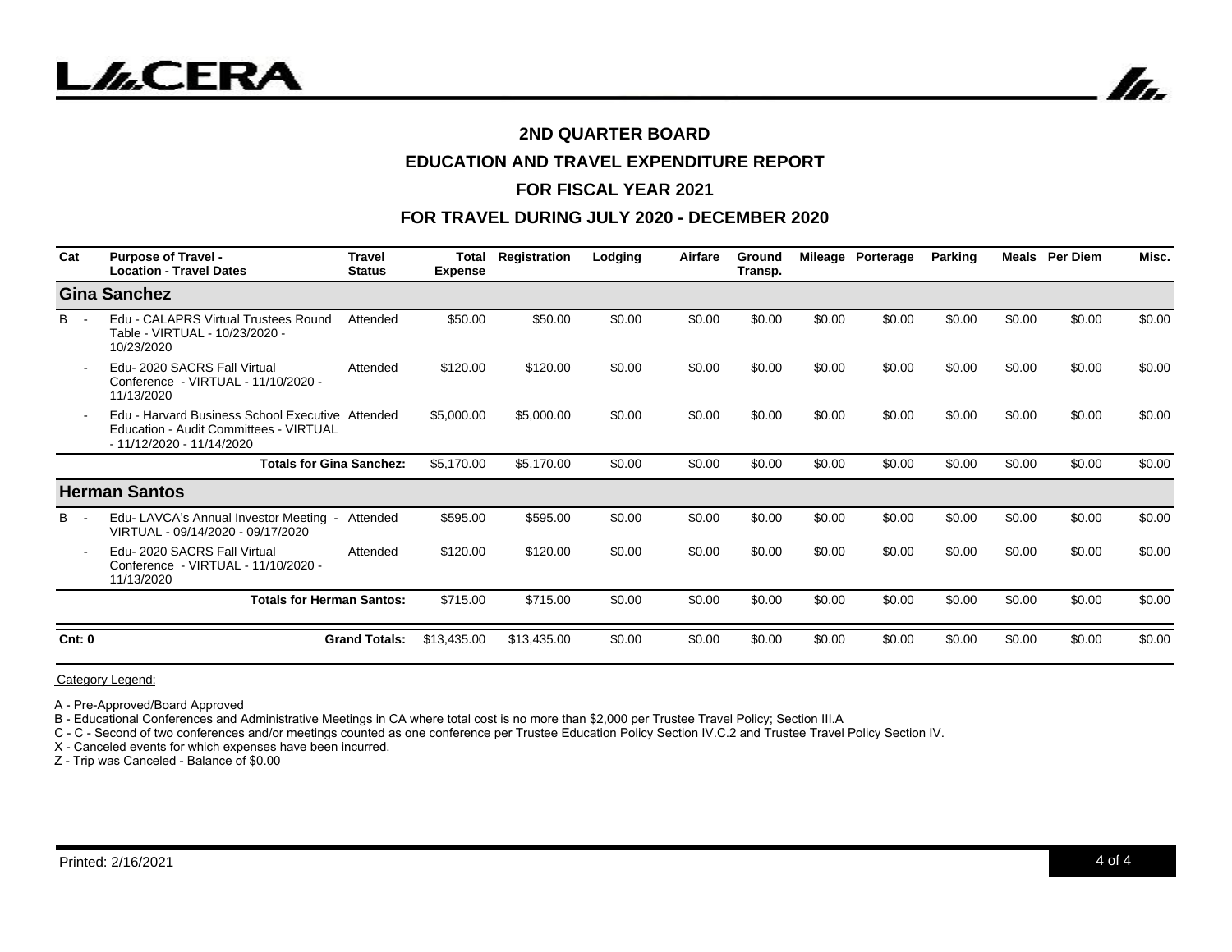## 2ND QUARTER BOARD

## EDUCATION AND TRAVEL EXPENDITURE REPORT

## FOR FISCAL YEAR 2021

## FOR TRAVEL DURING JULY 2020 - DECEMBER 2020

| Cat | Purpose of Travel - Location - Travel Dates | Travel Status | Total Expense | Registration | Lodging | Airfare | Ground Transp. | Mileage | Porterage | Parking | Meals | Per Diem | Misc. |
|---|---|---|---|---|---|---|---|---|---|---|---|---|---|
| **Gina Sanchez** | | | | | | | | | | | | | |
| B - | Edu - CALAPRS Virtual Trustees Round Table - VIRTUAL - 10/23/2020 - 10/23/2020 | Attended | $50.00 | $50.00 | $0.00 | $0.00 | $0.00 | $0.00 | $0.00 | $0.00 | $0.00 | $0.00 | $0.00 |
| - | Edu- 2020 SACRS Fall Virtual Conference - VIRTUAL - 11/10/2020 - 11/13/2020 | Attended | $120.00 | $120.00 | $0.00 | $0.00 | $0.00 | $0.00 | $0.00 | $0.00 | $0.00 | $0.00 | $0.00 |
| - | Edu - Harvard Business School Executive Education - Audit Committees - VIRTUAL - 11/12/2020 - 11/14/2020 | Attended | $5,000.00 | $5,000.00 | $0.00 | $0.00 | $0.00 | $0.00 | $0.00 | $0.00 | $0.00 | $0.00 | $0.00 |
| | **Totals for Gina Sanchez:** | | $5,170.00 | $5,170.00 | $0.00 | $0.00 | $0.00 | $0.00 | $0.00 | $0.00 | $0.00 | $0.00 | $0.00 |
| **Herman Santos** | | | | | | | | | | | | | |
| B - | Edu- LAVCA's Annual Investor Meeting - VIRTUAL - 09/14/2020 - 09/17/2020 | Attended | $595.00 | $595.00 | $0.00 | $0.00 | $0.00 | $0.00 | $0.00 | $0.00 | $0.00 | $0.00 | $0.00 |
| - | Edu- 2020 SACRS Fall Virtual Conference - VIRTUAL - 11/10/2020 - 11/13/2020 | Attended | $120.00 | $120.00 | $0.00 | $0.00 | $0.00 | $0.00 | $0.00 | $0.00 | $0.00 | $0.00 | $0.00 |
| | **Totals for Herman Santos:** | | $715.00 | $715.00 | $0.00 | $0.00 | $0.00 | $0.00 | $0.00 | $0.00 | $0.00 | $0.00 | $0.00 |
| **Cnt: 0** | | **Grand Totals:** | $13,435.00 | $13,435.00 | $0.00 | $0.00 | $0.00 | $0.00 | $0.00 | $0.00 | $0.00 | $0.00 | $0.00 |

Category Legend:

A - Pre-Approved/Board Approved

B - Educational Conferences and Administrative Meetings in CA where total cost is no more than $2,000 per Trustee Travel Policy; Section III.A

C - C - Second of two conferences and/or meetings counted as one conference per Trustee Education Policy Section IV.C.2 and Trustee Travel Policy Section IV.

X - Canceled events for which expenses have been incurred.

Z - Trip was Canceled - Balance of $0.00

Printed: 2/16/2021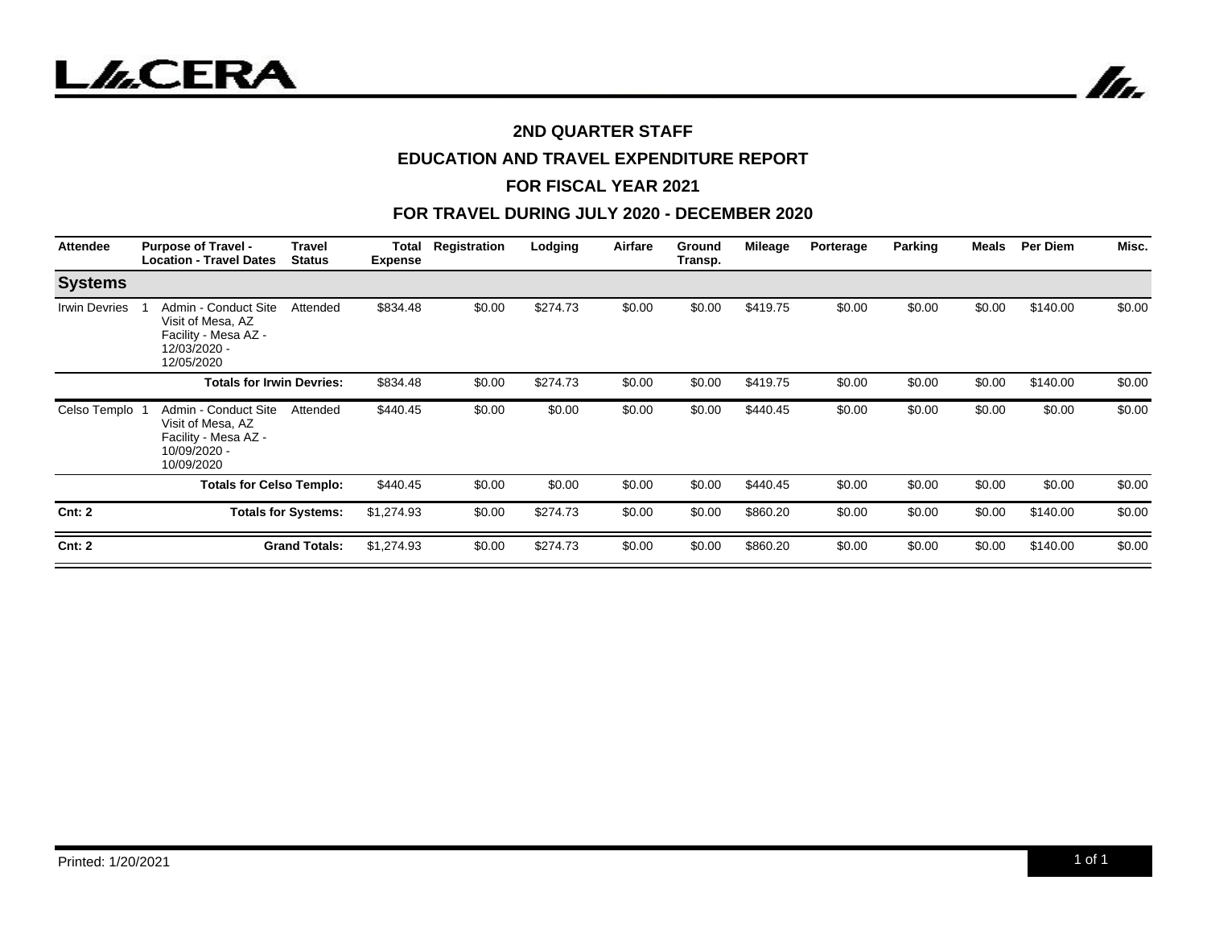## 2ND QUARTER STAFF

## EDUCATION AND TRAVEL EXPENDITURE REPORT

## FOR FISCAL YEAR 2021

## FOR TRAVEL DURING JULY 2020 - DECEMBER 2020

| Attendee | | Purpose of Travel - Location - Travel Dates | Travel Status | Total Expense | Registration | Lodging | Airfare | Ground Transp. | Mileage | Porterage | Parking | Meals | Per Diem | Misc. |
|---|---|---|---|---|---|---|---|---|---|---|---|---|---|---|
| **Systems** | | | | | | | | | | | | | | |
| Irwin Devries | 1 | Admin - Conduct Site Visit of Mesa, AZ Facility - Mesa AZ - 12/03/2020 - 12/05/2020 | Attended | $834.48 | $0.00 | $274.73 | $0.00 | $0.00 | $419.75 | $0.00 | $0.00 | $0.00 | $140.00 | $0.00 |
| | | **Totals for Irwin Devries:** | | $834.48 | $0.00 | $274.73 | $0.00 | $0.00 | $419.75 | $0.00 | $0.00 | $0.00 | $140.00 | $0.00 |
| Celso Templo | 1 | Admin - Conduct Site Visit of Mesa, AZ Facility - Mesa AZ - 10/09/2020 - 10/09/2020 | Attended | $440.45 | $0.00 | $0.00 | $0.00 | $0.00 | $440.45 | $0.00 | $0.00 | $0.00 | $0.00 | $0.00 |
| | | **Totals for Celso Templo:** | | $440.45 | $0.00 | $0.00 | $0.00 | $0.00 | $440.45 | $0.00 | $0.00 | $0.00 | $0.00 | $0.00 |
| **Cnt: 2** | | **Totals for Systems:** | | $1,274.93 | $0.00 | $274.73 | $0.00 | $0.00 | $860.20 | $0.00 | $0.00 | $0.00 | $140.00 | $0.00 |
| **Cnt: 2** | | **Grand Totals:** | | $1,274.93 | $0.00 | $274.73 | $0.00 | $0.00 | $860.20 | $0.00 | $0.00 | $0.00 | $140.00 | $0.00 |

Printed: 1/20/2021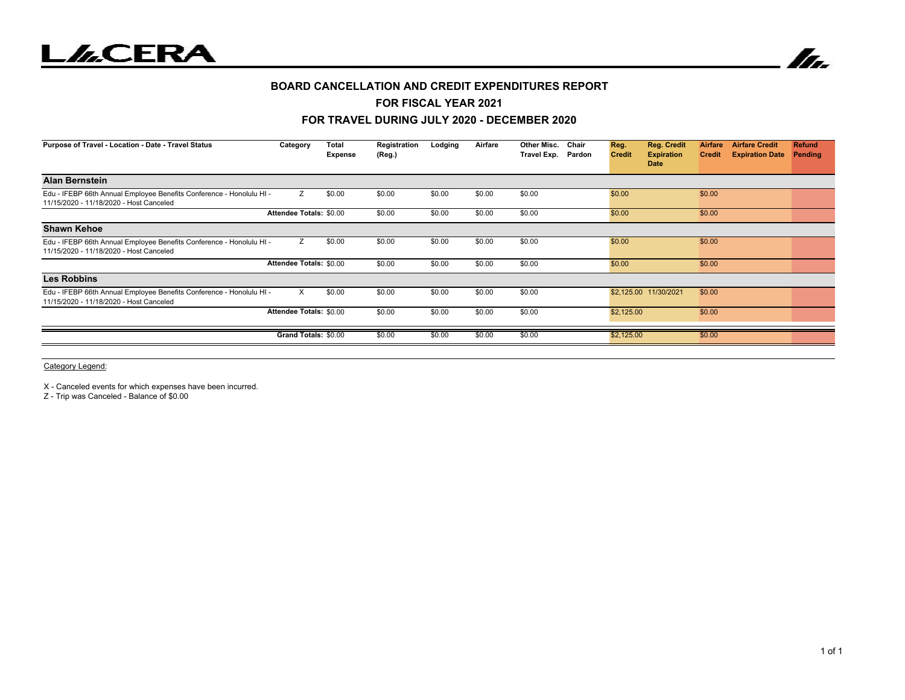# BOARD CANCELLATION AND CREDIT EXPENDITURES REPORT

## FOR FISCAL YEAR 2021

## FOR TRAVEL DURING JULY 2020 - DECEMBER 2020

| Purpose of Travel - Location - Date - Travel Status | Category | Total Expense | Registration (Reg.) | Lodging | Airfare | Other Misc. Travel Exp. | Chair Pardon | Reg. Credit | Reg. Credit Expiration Date | Airfare Credit | Airfare Credit Expiration Date | Refund Pending |
|---|---|---|---|---|---|---|---|---|---|---|---|---|
| **Alan Bernstein** | | | | | | | | | | | | |
| Edu - IFEBP 66th Annual Employee Benefits Conference - Honolulu HI - 11/15/2020 - 11/18/2020 - Host Canceled | Z | $0.00 | $0.00 | $0.00 | $0.00 | $0.00 | | $0.00 | | $0.00 | | |
| | **Attendee Totals:** | $0.00 | $0.00 | $0.00 | $0.00 | $0.00 | | $0.00 | | $0.00 | | |
| **Shawn Kehoe** | | | | | | | | | | | | |
| Edu - IFEBP 66th Annual Employee Benefits Conference - Honolulu HI - 11/15/2020 - 11/18/2020 - Host Canceled | Z | $0.00 | $0.00 | $0.00 | $0.00 | $0.00 | | $0.00 | | $0.00 | | |
| | **Attendee Totals:** | $0.00 | $0.00 | $0.00 | $0.00 | $0.00 | | $0.00 | | $0.00 | | |
| **Les Robbins** | | | | | | | | | | | | |
| Edu - IFEBP 66th Annual Employee Benefits Conference - Honolulu HI - 11/15/2020 - 11/18/2020 - Host Canceled | X | $0.00 | $0.00 | $0.00 | $0.00 | $0.00 | | $2,125.00 | 11/30/2021 | $0.00 | | |
| | **Attendee Totals:** | $0.00 | $0.00 | $0.00 | $0.00 | $0.00 | | $2,125.00 | | $0.00 | | |
| | **Grand Totals:** | $0.00 | $0.00 | $0.00 | $0.00 | $0.00 | | $2,125.00 | | $0.00 | | |

Category Legend:

X - Canceled events for which expenses have been incurred.

Z - Trip was Canceled - Balance of $0.00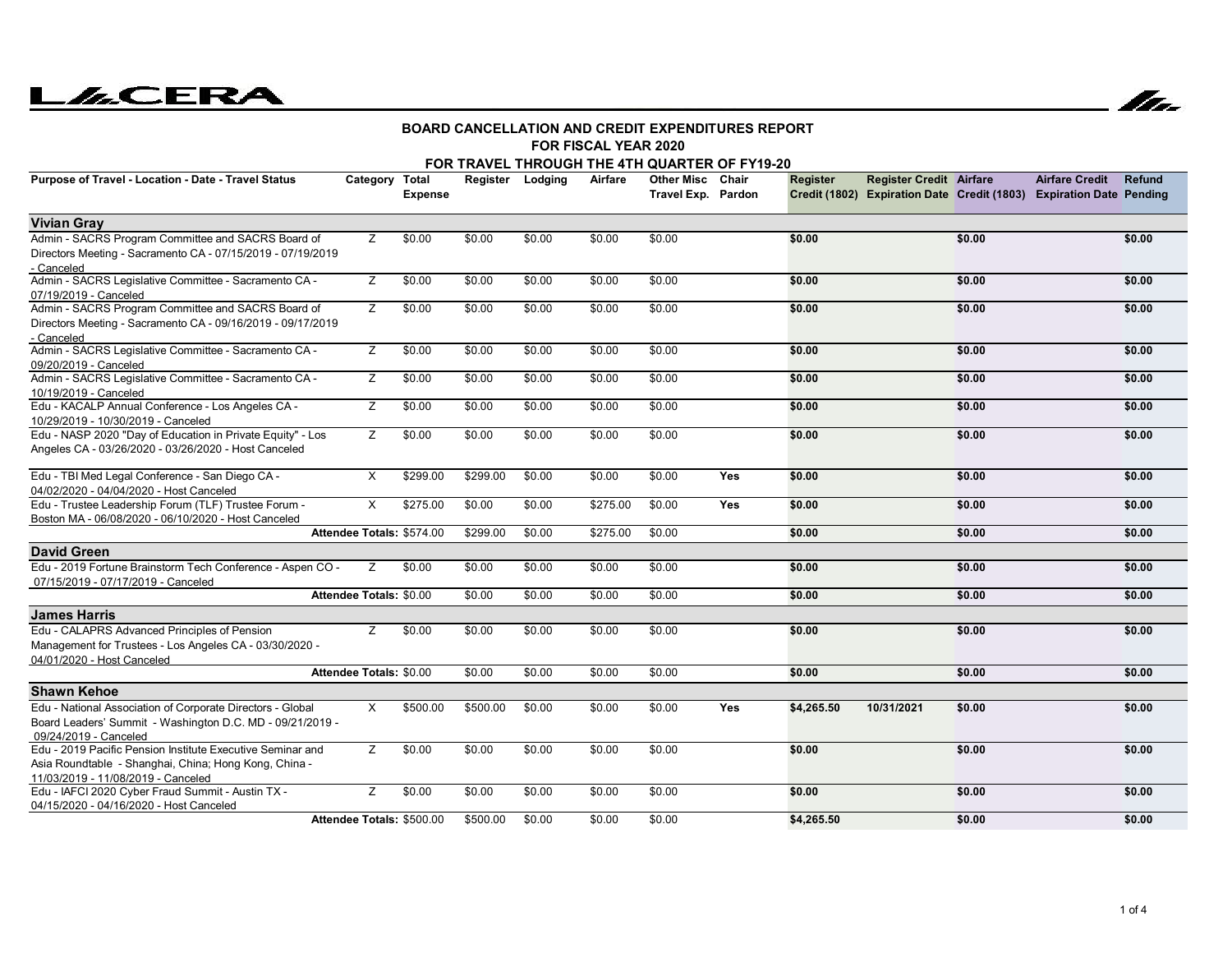# BOARD CANCELLATION AND CREDIT EXPENDITURES REPORT
## FOR FISCAL YEAR 2020
### FOR TRAVEL THROUGH THE 4TH QUARTER OF FY19-20

| Purpose of Travel - Location - Date - Travel Status | Category | Total Expense | Register | Lodging | Airfare | Other Misc Travel Exp. | Chair Pardon | Register Credit (1802) | Register Credit Expiration Date | Airfare Credit (1803) | Airfare Credit Expiration Date | Refund Pending |
|---|---|---|---|---|---|---|---|---|---|---|---|---|
| **Vivian Gray** | | | | | | | | | | | | |
| Admin - SACRS Program Committee and SACRS Board of Directors Meeting - Sacramento CA - 07/15/2019 - 07/19/2019 - Canceled | Z | $0.00 | $0.00 | $0.00 | $0.00 | $0.00 | | **$0.00** | | **$0.00** | | **$0.00** |
| Admin - SACRS Legislative Committee - Sacramento CA - 07/19/2019 - Canceled | Z | $0.00 | $0.00 | $0.00 | $0.00 | $0.00 | | **$0.00** | | **$0.00** | | **$0.00** |
| Admin - SACRS Program Committee and SACRS Board of Directors Meeting - Sacramento CA - 09/16/2019 - 09/17/2019 - Canceled | Z | $0.00 | $0.00 | $0.00 | $0.00 | $0.00 | | **$0.00** | | **$0.00** | | **$0.00** |
| Admin - SACRS Legislative Committee - Sacramento CA - 09/20/2019 - Canceled | Z | $0.00 | $0.00 | $0.00 | $0.00 | $0.00 | | **$0.00** | | **$0.00** | | **$0.00** |
| Admin - SACRS Legislative Committee - Sacramento CA - 10/19/2019 - Canceled | Z | $0.00 | $0.00 | $0.00 | $0.00 | $0.00 | | **$0.00** | | **$0.00** | | **$0.00** |
| Edu - KACALP Annual Conference - Los Angeles CA - 10/29/2019 - 10/30/2019 - Canceled | Z | $0.00 | $0.00 | $0.00 | $0.00 | $0.00 | | **$0.00** | | **$0.00** | | **$0.00** |
| Edu - NASP 2020 "Day of Education in Private Equity" - Los Angeles CA - 03/26/2020 - 03/26/2020 - Host Canceled | Z | $0.00 | $0.00 | $0.00 | $0.00 | $0.00 | | **$0.00** | | **$0.00** | | **$0.00** |
| Edu - TBI Med Legal Conference - San Diego CA - 04/02/2020 - 04/04/2020 - Host Canceled | X | $299.00 | $299.00 | $0.00 | $0.00 | $0.00 | **Yes** | **$0.00** | | **$0.00** | | **$0.00** |
| Edu - Trustee Leadership Forum (TLF) Trustee Forum - Boston MA - 06/08/2020 - 06/10/2020 - Host Canceled | X | $275.00 | $0.00 | $0.00 | $275.00 | $0.00 | **Yes** | **$0.00** | | **$0.00** | | **$0.00** |
| **Attendee Totals:** | | $574.00 | $299.00 | $0.00 | $275.00 | $0.00 | | **$0.00** | | **$0.00** | | **$0.00** |
| **David Green** | | | | | | | | | | | | |
| Edu - 2019 Fortune Brainstorm Tech Conference - Aspen CO - 07/15/2019 - 07/17/2019 - Canceled | Z | $0.00 | $0.00 | $0.00 | $0.00 | $0.00 | | **$0.00** | | **$0.00** | | **$0.00** |
| **Attendee Totals:** | | $0.00 | $0.00 | $0.00 | $0.00 | $0.00 | | **$0.00** | | **$0.00** | | **$0.00** |
| **James Harris** | | | | | | | | | | | | |
| Edu - CALAPRS Advanced Principles of Pension Management for Trustees - Los Angeles CA - 03/30/2020 - 04/01/2020 - Host Canceled | Z | $0.00 | $0.00 | $0.00 | $0.00 | $0.00 | | **$0.00** | | **$0.00** | | **$0.00** |
| **Attendee Totals:** | | $0.00 | $0.00 | $0.00 | $0.00 | $0.00 | | **$0.00** | | **$0.00** | | **$0.00** |
| **Shawn Kehoe** | | | | | | | | | | | | |
| Edu - National Association of Corporate Directors - Global Board Leaders' Summit - Washington D.C. MD - 09/21/2019 - 09/24/2019 - Canceled | X | $500.00 | $500.00 | $0.00 | $0.00 | $0.00 | **Yes** | **$4,265.50** | **10/31/2021** | **$0.00** | | **$0.00** |
| Edu - 2019 Pacific Pension Institute Executive Seminar and Asia Roundtable - Shanghai, China; Hong Kong, China - 11/03/2019 - 11/08/2019 - Canceled | Z | $0.00 | $0.00 | $0.00 | $0.00 | $0.00 | | **$0.00** | | **$0.00** | | **$0.00** |
| Edu - IAFCI 2020 Cyber Fraud Summit - Austin TX - 04/15/2020 - 04/16/2020 - Host Canceled | Z | $0.00 | $0.00 | $0.00 | $0.00 | $0.00 | | **$0.00** | | **$0.00** | | **$0.00** |
| **Attendee Totals:** | | $500.00 | $500.00 | $0.00 | $0.00 | $0.00 | | **$4,265.50** | | **$0.00** | | **$0.00** |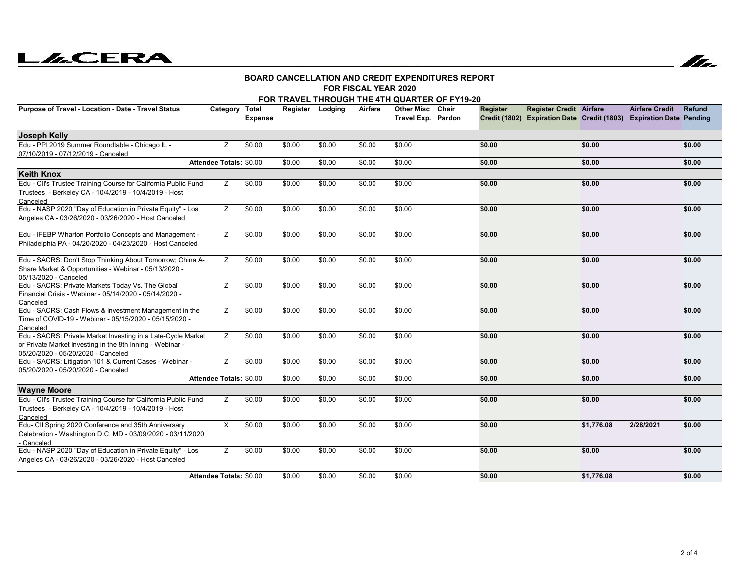**BOARD CANCELLATION AND CREDIT EXPENDITURES REPORT**

**FOR FISCAL YEAR 2020**

**FOR TRAVEL THROUGH THE 4TH QUARTER OF FY19-20**

| Purpose of Travel - Location - Date - Travel Status | Category | Total Expense | Register | Lodging | Airfare | Other Misc Travel Exp. | Chair Pardon | Register Credit (1802) | Register Credit Expiration Date | Airfare Credit (1803) | Airfare Credit Expiration Date | Refund Pending |
|---|---|---|---|---|---|---|---|---|---|---|---|---|
| **Joseph Kelly** | | | | | | | | | | | | |
| Edu - PPI 2019 Summer Roundtable - Chicago IL - 07/10/2019 - 07/12/2019 - Canceled | Z | $0.00 | $0.00 | $0.00 | $0.00 | $0.00 | | **$0.00** | | **$0.00** | | **$0.00** |
| **Attendee Totals:** | | $0.00 | $0.00 | $0.00 | $0.00 | $0.00 | | **$0.00** | | **$0.00** | | **$0.00** |
| **Keith Knox** | | | | | | | | | | | | |
| Edu - CII's Trustee Training Course for California Public Fund Trustees - Berkeley CA - 10/4/2019 - 10/4/2019 - Host Canceled | Z | $0.00 | $0.00 | $0.00 | $0.00 | $0.00 | | **$0.00** | | **$0.00** | | **$0.00** |
| Edu - NASP 2020 "Day of Education in Private Equity" - Los Angeles CA - 03/26/2020 - 03/26/2020 - Host Canceled | Z | $0.00 | $0.00 | $0.00 | $0.00 | $0.00 | | **$0.00** | | **$0.00** | | **$0.00** |
| Edu - IFEBP Wharton Portfolio Concepts and Management - Philadelphia PA - 04/20/2020 - 04/23/2020 - Host Canceled | Z | $0.00 | $0.00 | $0.00 | $0.00 | $0.00 | | **$0.00** | | **$0.00** | | **$0.00** |
| Edu - SACRS: Don't Stop Thinking About Tomorrow; China A-Share Market & Opportunities - Webinar - 05/13/2020 - 05/13/2020 - Canceled | Z | $0.00 | $0.00 | $0.00 | $0.00 | $0.00 | | **$0.00** | | **$0.00** | | **$0.00** |
| Edu - SACRS: Private Markets Today Vs. The Global Financial Crisis - Webinar - 05/14/2020 - 05/14/2020 - Canceled | Z | $0.00 | $0.00 | $0.00 | $0.00 | $0.00 | | **$0.00** | | **$0.00** | | **$0.00** |
| Edu - SACRS: Cash Flows & Investment Management in the Time of COVID-19 - Webinar - 05/15/2020 - 05/15/2020 - Canceled | Z | $0.00 | $0.00 | $0.00 | $0.00 | $0.00 | | **$0.00** | | **$0.00** | | **$0.00** |
| Edu - SACRS: Private Market Investing in a Late-Cycle Market or Private Market Investing in the 8th Inning - Webinar - 05/20/2020 - 05/20/2020 - Canceled | Z | $0.00 | $0.00 | $0.00 | $0.00 | $0.00 | | **$0.00** | | **$0.00** | | **$0.00** |
| Edu - SACRS: Litigation 101 & Current Cases - Webinar - 05/20/2020 - 05/20/2020 - Canceled | Z | $0.00 | $0.00 | $0.00 | $0.00 | $0.00 | | **$0.00** | | **$0.00** | | **$0.00** |
| **Attendee Totals:** | | $0.00 | $0.00 | $0.00 | $0.00 | $0.00 | | **$0.00** | | **$0.00** | | **$0.00** |
| **Wayne Moore** | | | | | | | | | | | | |
| Edu - CII's Trustee Training Course for California Public Fund Trustees - Berkeley CA - 10/4/2019 - 10/4/2019 - Host Canceled | Z | $0.00 | $0.00 | $0.00 | $0.00 | $0.00 | | **$0.00** | | **$0.00** | | **$0.00** |
| Edu- CII Spring 2020 Conference and 35th Anniversary Celebration - Washington D.C. MD - 03/09/2020 - 03/11/2020 - Canceled | X | $0.00 | $0.00 | $0.00 | $0.00 | $0.00 | | **$0.00** | | **$1,776.08** | **2/28/2021** | **$0.00** |
| Edu - NASP 2020 "Day of Education in Private Equity" - Los Angeles CA - 03/26/2020 - 03/26/2020 - Host Canceled | Z | $0.00 | $0.00 | $0.00 | $0.00 | $0.00 | | **$0.00** | | **$0.00** | | **$0.00** |
| **Attendee Totals:** | | $0.00 | $0.00 | $0.00 | $0.00 | $0.00 | | **$0.00** | | **$1,776.08** | | **$0.00** |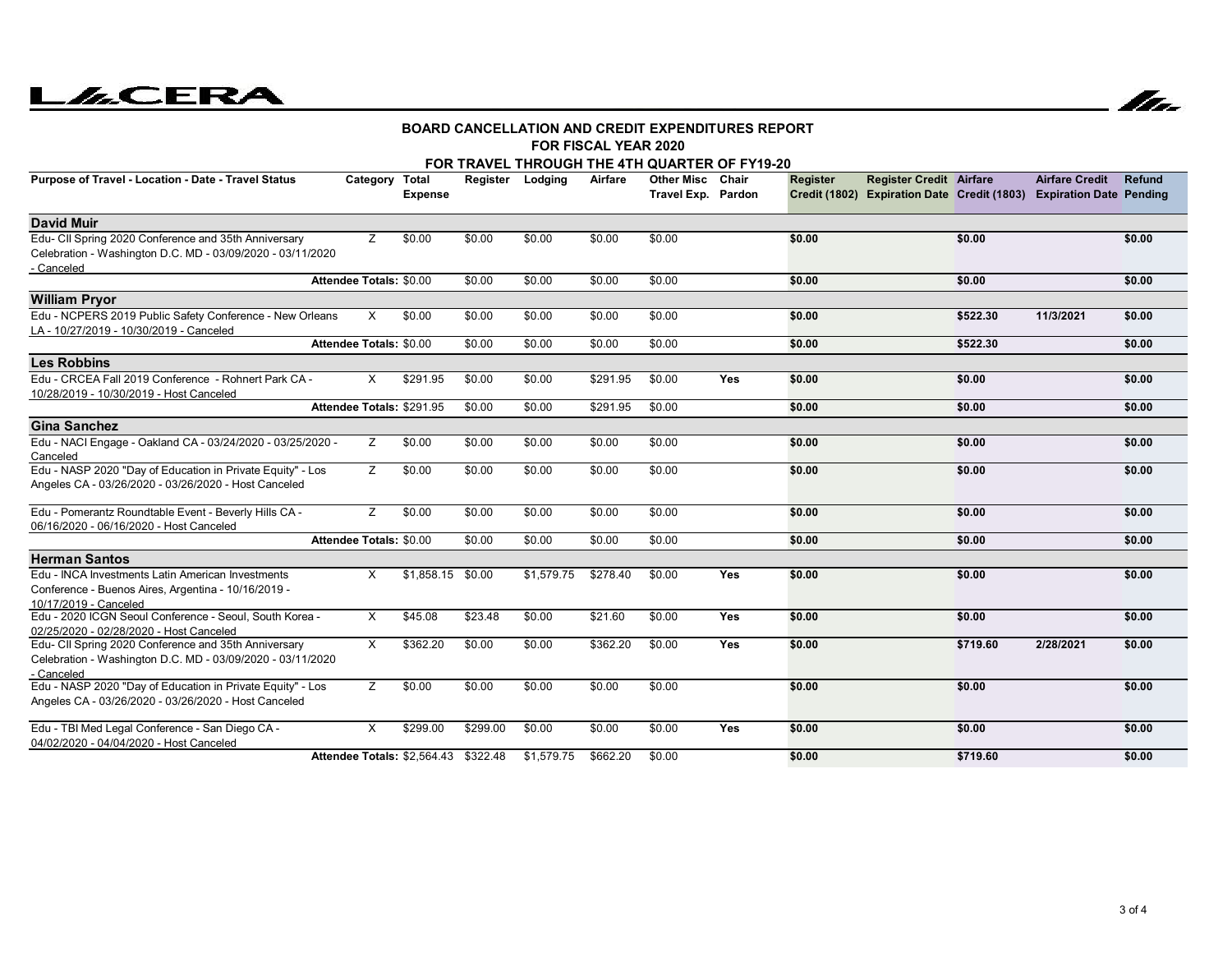**BOARD CANCELLATION AND CREDIT EXPENDITURES REPORT**
**FOR FISCAL YEAR 2020**
**FOR TRAVEL THROUGH THE 4TH QUARTER OF FY19-20**

| Purpose of Travel - Location - Date - Travel Status | Category | Total Expense | Register | Lodging | Airfare | Other Misc Travel Exp. | Chair Pardon | Register Credit (1802) | Register Credit Expiration Date | Airfare Credit (1803) | Airfare Credit Expiration Date | Refund Pending |
|---|---|---|---|---|---|---|---|---|---|---|---|---|
| **David Muir** | | | | | | | | | | | | |
| Edu- CII Spring 2020 Conference and 35th Anniversary Celebration - Washington D.C. MD - 03/09/2020 - 03/11/2020 - Canceled | Z | $0.00 | $0.00 | $0.00 | $0.00 | $0.00 | | $0.00 | | $0.00 | | $0.00 |
| **Attendee Totals:** | | $0.00 | $0.00 | $0.00 | $0.00 | $0.00 | | $0.00 | | $0.00 | | $0.00 |
| **William Pryor** | | | | | | | | | | | | |
| Edu - NCPERS 2019 Public Safety Conference - New Orleans LA - 10/27/2019 - 10/30/2019 - Canceled | X | $0.00 | $0.00 | $0.00 | $0.00 | $0.00 | | $0.00 | | $522.30 | 11/3/2021 | $0.00 |
| **Attendee Totals:** | | $0.00 | $0.00 | $0.00 | $0.00 | $0.00 | | $0.00 | | $522.30 | | $0.00 |
| **Les Robbins** | | | | | | | | | | | | |
| Edu - CRCEA Fall 2019 Conference - Rohnert Park CA - 10/28/2019 - 10/30/2019 - Host Canceled | X | $291.95 | $0.00 | $0.00 | $291.95 | $0.00 | Yes | $0.00 | | $0.00 | | $0.00 |
| **Attendee Totals:** | | $291.95 | $0.00 | $0.00 | $291.95 | $0.00 | | $0.00 | | $0.00 | | $0.00 |
| **Gina Sanchez** | | | | | | | | | | | | |
| Edu - NACI Engage - Oakland CA - 03/24/2020 - 03/25/2020 - Canceled | Z | $0.00 | $0.00 | $0.00 | $0.00 | $0.00 | | $0.00 | | $0.00 | | $0.00 |
| Edu - NASP 2020 "Day of Education in Private Equity" - Los Angeles CA - 03/26/2020 - 03/26/2020 - Host Canceled | Z | $0.00 | $0.00 | $0.00 | $0.00 | $0.00 | | $0.00 | | $0.00 | | $0.00 |
| Edu - Pomerantz Roundtable Event - Beverly Hills CA - 06/16/2020 - 06/16/2020 - Host Canceled | Z | $0.00 | $0.00 | $0.00 | $0.00 | $0.00 | | $0.00 | | $0.00 | | $0.00 |
| **Attendee Totals:** | | $0.00 | $0.00 | $0.00 | $0.00 | $0.00 | | $0.00 | | $0.00 | | $0.00 |
| **Herman Santos** | | | | | | | | | | | | |
| Edu - INCA Investments Latin American Investments Conference - Buenos Aires, Argentina - 10/16/2019 - 10/17/2019 - Canceled | X | $1,858.15 | $0.00 | $1,579.75 | $278.40 | $0.00 | Yes | $0.00 | | $0.00 | | $0.00 |
| Edu - 2020 ICGN Seoul Conference - Seoul, South Korea - 02/25/2020 - 02/28/2020 - Host Canceled | X | $45.08 | $23.48 | $0.00 | $21.60 | $0.00 | Yes | $0.00 | | $0.00 | | $0.00 |
| Edu- CII Spring 2020 Conference and 35th Anniversary Celebration - Washington D.C. MD - 03/09/2020 - 03/11/2020 - Canceled | X | $362.20 | $0.00 | $0.00 | $362.20 | $0.00 | Yes | $0.00 | | $719.60 | 2/28/2021 | $0.00 |
| Edu - NASP 2020 "Day of Education in Private Equity" - Los Angeles CA - 03/26/2020 - 03/26/2020 - Host Canceled | Z | $0.00 | $0.00 | $0.00 | $0.00 | $0.00 | | $0.00 | | $0.00 | | $0.00 |
| Edu - TBI Med Legal Conference - San Diego CA - 04/02/2020 - 04/04/2020 - Host Canceled | X | $299.00 | $299.00 | $0.00 | $0.00 | $0.00 | Yes | $0.00 | | $0.00 | | $0.00 |
| **Attendee Totals:** | | $2,564.43 | $322.48 | $1,579.75 | $662.20 | $0.00 | | $0.00 | | $719.60 | | $0.00 |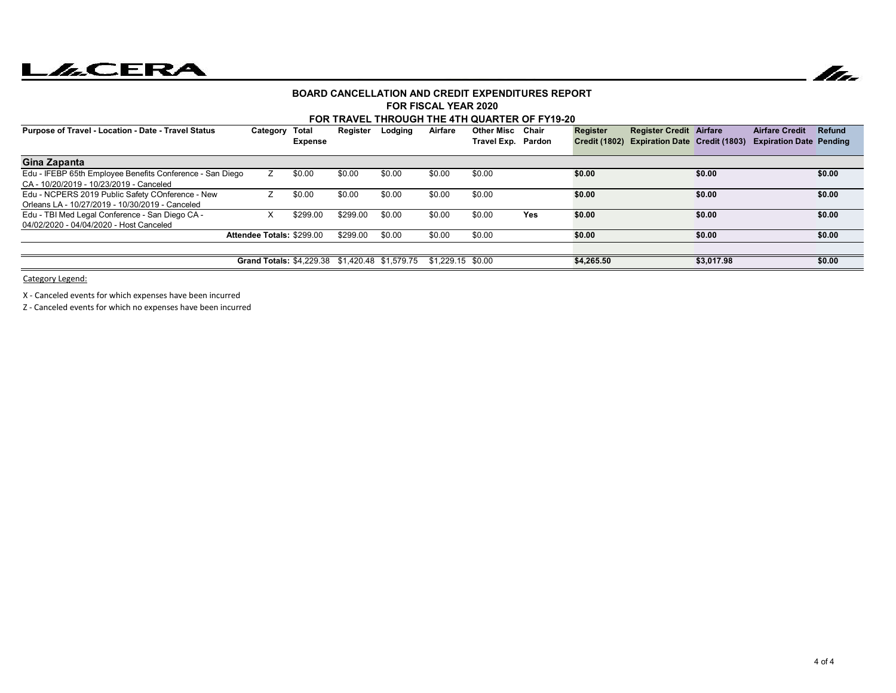## BOARD CANCELLATION AND CREDIT EXPENDITURES REPORT
## FOR FISCAL YEAR 2020
## FOR TRAVEL THROUGH THE 4TH QUARTER OF FY19-20

| Purpose of Travel - Location - Date - Travel Status | Category | Total Expense | Register | Lodging | Airfare | Other Misc Travel Exp. | Chair Pardon | Register Credit (1802) | Register Credit Expiration Date | Airfare Credit (1803) | Airfare Credit Expiration Date | Refund Pending |
|---|---|---|---|---|---|---|---|---|---|---|---|---|
| **Gina Zapanta** | | | | | | | | | | | | |
| Edu - IFEBP 65th Employee Benefits Conference - San Diego CA - 10/20/2019 - 10/23/2019 - Canceled | Z | $0.00 | $0.00 | $0.00 | $0.00 | $0.00 | | **$0.00** | | **$0.00** | | **$0.00** |
| Edu - NCPERS 2019 Public Safety COnference - New Orleans LA - 10/27/2019 - 10/30/2019 - Canceled | Z | $0.00 | $0.00 | $0.00 | $0.00 | $0.00 | | **$0.00** | | **$0.00** | | **$0.00** |
| Edu - TBI Med Legal Conference - San Diego CA - 04/02/2020 - 04/04/2020 - Host Canceled | X | $299.00 | $299.00 | $0.00 | $0.00 | $0.00 | **Yes** | **$0.00** | | **$0.00** | | **$0.00** |
| **Attendee Totals:** | | $299.00 | $299.00 | $0.00 | $0.00 | $0.00 | | **$0.00** | | **$0.00** | | **$0.00** |
| **Grand Totals:** | | $4,229.38 | $1,420.48 | $1,579.75 | $1,229.15 | $0.00 | | **$4,265.50** | | **$3,017.98** | | **$0.00** |

Category Legend:

X - Canceled events for which expenses have been incurred

Z - Canceled events for which no expenses have been incurred